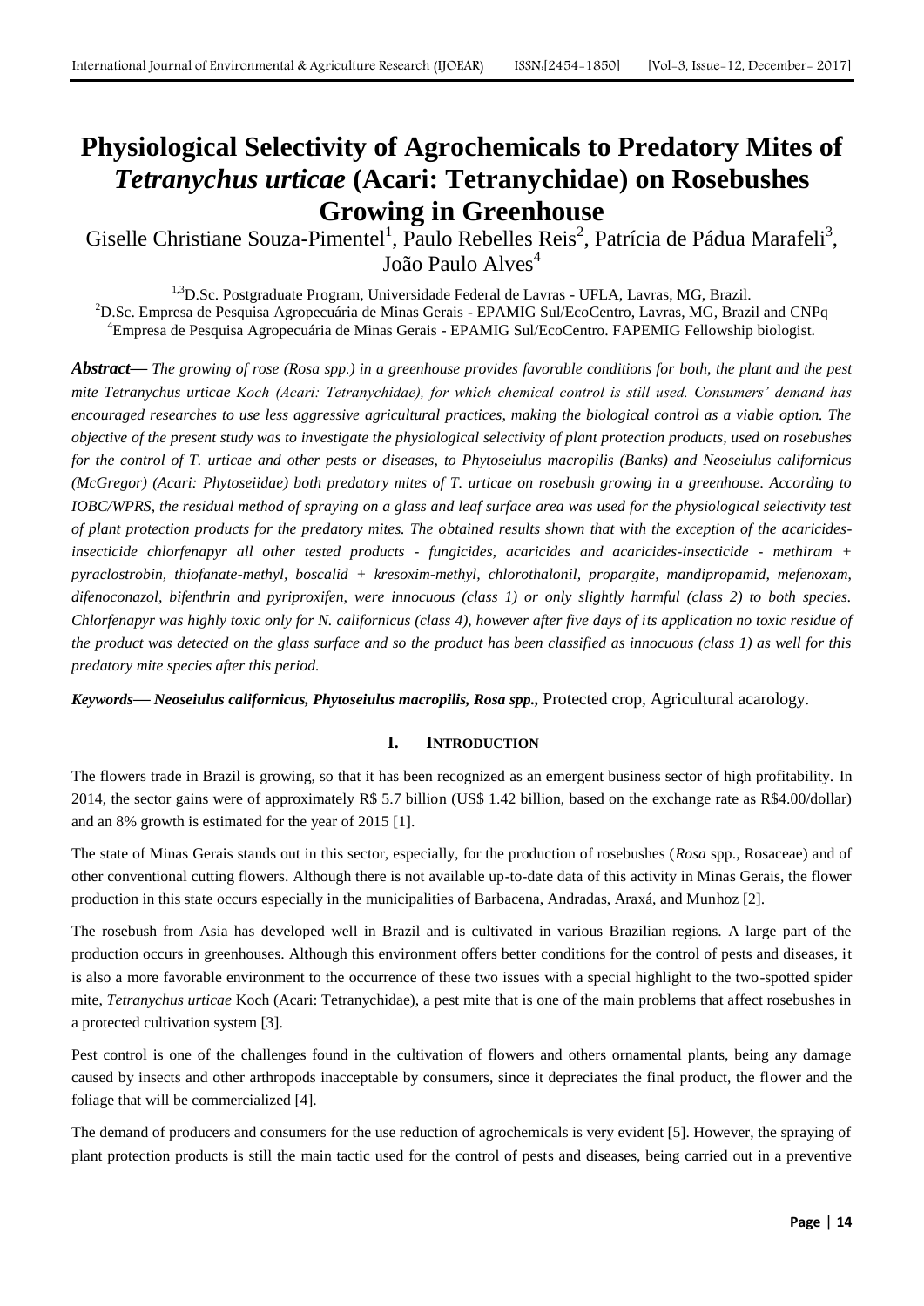# Physiological Selectivity of Agrochemicals to Predatory Mites of *Tetranychus urticae* (Acari: Tetranychidae) on Rosebushes Growing in Greenhouse

Giselle Christiane Souza-Pimentel[1], Paulo Rebelles Reis[2], Patrícia de Pádua Marafeli[3], João Paulo Alves[4]

[1,3]D.Sc. Postgraduate Program, Universidade Federal de Lavras - UFLA, Lavras, MG, Brazil.
[2]D.Sc. Empresa de Pesquisa Agropecuária de Minas Gerais - EPAMIG Sul/EcoCentro, Lavras, MG, Brazil and CNPq
[4]Empresa de Pesquisa Agropecuária de Minas Gerais - EPAMIG Sul/EcoCentro. FAPEMIG Fellowship biologist.

***Abstract*— *The growing of rose (Rosa spp.) in a greenhouse provides favorable conditions for both, the plant and the pest mite Tetranychus urticae Koch (Acari: Tetranychidae), for which chemical control is still used. Consumers' demand has encouraged researches to use less aggressive agricultural practices, making the biological control as a viable option. The objective of the present study was to investigate the physiological selectivity of plant protection products, used on rosebushes for the control of T. urticae and other pests or diseases, to Phytoseiulus macropilis (Banks) and Neoseiulus californicus (McGregor) (Acari: Phytoseiidae) both predatory mites of T. urticae on rosebush growing in a greenhouse. According to IOBC/WPRS, the residual method of spraying on a glass and leaf surface area was used for the physiological selectivity test of plant protection products for the predatory mites. The obtained results shown that with the exception of the acaricides-insecticide chlorfenapyr all other tested products - fungicides, acaricides and acaricides-insecticide - methiram + pyraclostrobin, thiofanate-methyl, boscalid + kresoxim-methyl, chlorothalonil, propargite, mandipropamid, mefenoxam, difenoconazol, bifenthrin and pyriproxifen, were innocuous (class 1) or only slightly harmful (class 2) to both species. Chlorfenapyr was highly toxic only for N. californicus (class 4), however after five days of its application no toxic residue of the product was detected on the glass surface and so the product has been classified as innocuous (class 1) as well for this predatory mite species after this period.***

***Keywords*— *Neoseiulus californicus, Phytoseiulus macropilis, Rosa spp.,*** Protected crop, Agricultural acarology.

## I. INTRODUCTION

The flowers trade in Brazil is growing, so that it has been recognized as an emergent business sector of high profitability. In 2014, the sector gains were of approximately R$ 5.7 billion (US$ 1.42 billion, based on the exchange rate as R$4.00/dollar) and an 8% growth is estimated for the year of 2015 [1].

The state of Minas Gerais stands out in this sector, especially, for the production of rosebushes (*Rosa* spp., Rosaceae) and of other conventional cutting flowers. Although there is not available up-to-date data of this activity in Minas Gerais, the flower production in this state occurs especially in the municipalities of Barbacena, Andradas, Araxá, and Munhoz [2].

The rosebush from Asia has developed well in Brazil and is cultivated in various Brazilian regions. A large part of the production occurs in greenhouses. Although this environment offers better conditions for the control of pests and diseases, it is also a more favorable environment to the occurrence of these two issues with a special highlight to the two-spotted spider mite, *Tetranychus urticae* Koch (Acari: Tetranychidae), a pest mite that is one of the main problems that affect rosebushes in a protected cultivation system [3].

Pest control is one of the challenges found in the cultivation of flowers and others ornamental plants, being any damage caused by insects and other arthropods inacceptable by consumers, since it depreciates the final product, the flower and the foliage that will be commercialized [4].

The demand of producers and consumers for the use reduction of agrochemicals is very evident [5]. However, the spraying of plant protection products is still the main tactic used for the control of pests and diseases, being carried out in a preventive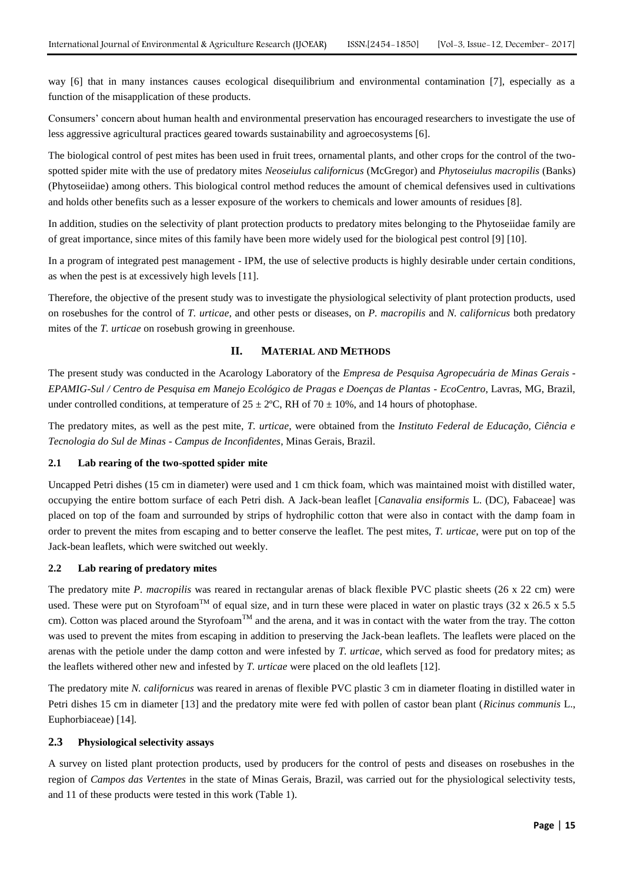way [6] that in many instances causes ecological disequilibrium and environmental contamination [7], especially as a function of the misapplication of these products.

Consumers' concern about human health and environmental preservation has encouraged researchers to investigate the use of less aggressive agricultural practices geared towards sustainability and agroecosystems [6].

The biological control of pest mites has been used in fruit trees, ornamental plants, and other crops for the control of the two-spotted spider mite with the use of predatory mites *Neoseiulus californicus* (McGregor) and *Phytoseiulus macropilis* (Banks) (Phytoseiidae) among others. This biological control method reduces the amount of chemical defensives used in cultivations and holds other benefits such as a lesser exposure of the workers to chemicals and lower amounts of residues [8].

In addition, studies on the selectivity of plant protection products to predatory mites belonging to the Phytoseiidae family are of great importance, since mites of this family have been more widely used for the biological pest control [9] [10].

In a program of integrated pest management - IPM, the use of selective products is highly desirable under certain conditions, as when the pest is at excessively high levels [11].

Therefore, the objective of the present study was to investigate the physiological selectivity of plant protection products, used on rosebushes for the control of *T. urticae*, and other pests or diseases, on *P. macropilis* and *N. californicus* both predatory mites of the *T. urticae* on rosebush growing in greenhouse.

## II. MATERIAL AND METHODS

The present study was conducted in the Acarology Laboratory of the *Empresa de Pesquisa Agropecuária de Minas Gerais - EPAMIG-Sul / Centro de Pesquisa em Manejo Ecológico de Pragas e Doenças de Plantas - EcoCentro*, Lavras, MG, Brazil, under controlled conditions, at temperature of $25 \pm 2$ºC, RH of $70 \pm 10$%, and 14 hours of photophase.

The predatory mites, as well as the pest mite, *T. urticae*, were obtained from the *Instituto Federal de Educação, Ciência e Tecnologia do Sul de Minas - Campus de Inconfidentes*, Minas Gerais, Brazil.

### 2.1 Lab rearing of the two-spotted spider mite

Uncapped Petri dishes (15 cm in diameter) were used and 1 cm thick foam, which was maintained moist with distilled water, occupying the entire bottom surface of each Petri dish. A Jack-bean leaflet [*Canavalia ensiformis* L. (DC), Fabaceae] was placed on top of the foam and surrounded by strips of hydrophilic cotton that were also in contact with the damp foam in order to prevent the mites from escaping and to better conserve the leaflet. The pest mites, *T. urticae*, were put on top of the Jack-bean leaflets, which were switched out weekly.

### 2.2 Lab rearing of predatory mites

The predatory mite *P. macropilis* was reared in rectangular arenas of black flexible PVC plastic sheets (26 x 22 cm) were used. These were put on Styrofoam™ of equal size, and in turn these were placed in water on plastic trays (32 x 26.5 x 5.5 cm). Cotton was placed around the Styrofoam™ and the arena, and it was in contact with the water from the tray. The cotton was used to prevent the mites from escaping in addition to preserving the Jack-bean leaflets. The leaflets were placed on the arenas with the petiole under the damp cotton and were infested by *T. urticae*, which served as food for predatory mites; as the leaflets withered other new and infested by *T. urticae* were placed on the old leaflets [12].

The predatory mite *N. californicus* was reared in arenas of flexible PVC plastic 3 cm in diameter floating in distilled water in Petri dishes 15 cm in diameter [13] and the predatory mite were fed with pollen of castor bean plant (*Ricinus communis* L., Euphorbiaceae) [14].

### 2.3 Physiological selectivity assays

A survey on listed plant protection products, used by producers for the control of pests and diseases on rosebushes in the region of *Campos das Vertentes* in the state of Minas Gerais, Brazil, was carried out for the physiological selectivity tests, and 11 of these products were tested in this work (Table 1).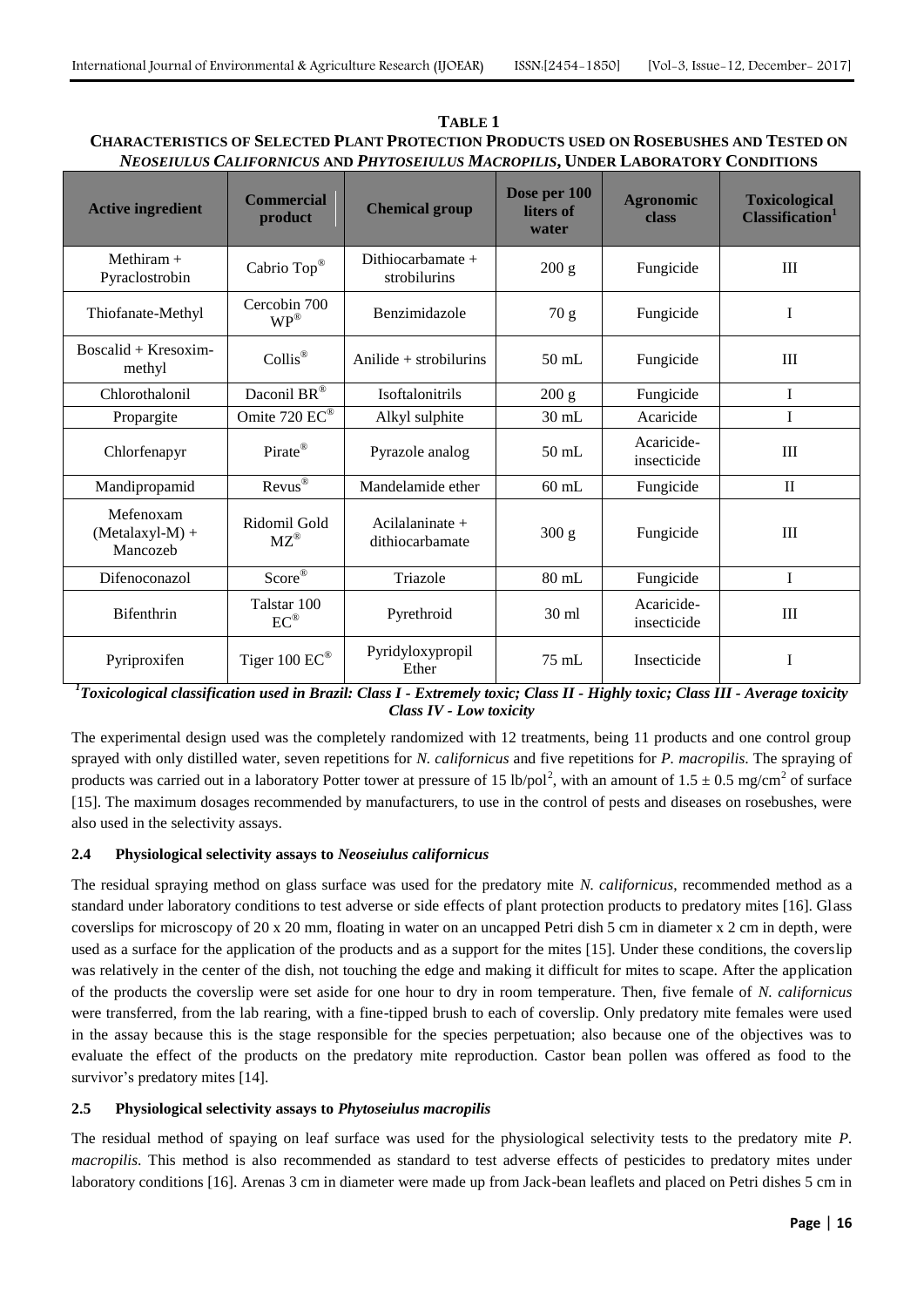**TABLE 1**

**CHARACTERISTICS OF SELECTED PLANT PROTECTION PRODUCTS USED ON ROSEBUSHES AND TESTED ON *NEOSEIULUS CALIFORNICUS* AND *PHYTOSEIULUS MACROPILIS*, UNDER LABORATORY CONDITIONS**

| Active ingredient | Commercial product | Chemical group | Dose per 100 liters of water | Agronomic class | Toxicological Classification[1] |
|---|---|---|---|---|---|
| Methiram + Pyraclostrobin | Cabrio Top® | Dithiocarbamate + strobilurins | 200 g | Fungicide | III |
| Thiofanate-Methyl | Cercobin 700 WP® | Benzimidazole | 70 g | Fungicide | I |
| Boscalid + Kresoxim-methyl | Collis® | Anilide + strobilurins | 50 mL | Fungicide | III |
| Chlorothalonil | Daconil BR® | Isoftalonitrils | 200 g | Fungicide | I |
| Propargite | Omite 720 EC® | Alkyl sulphite | 30 mL | Acaricide | I |
| Chlorfenapyr | Pirate® | Pyrazole analog | 50 mL | Acaricide-insecticide | III |
| Mandipropamid | Revus® | Mandelamide ether | 60 mL | Fungicide | II |
| Mefenoxam (Metalaxyl-M) + Mancozeb | Ridomil Gold MZ® | Acilalaninate + dithiocarbamate | 300 g | Fungicide | III |
| Difenoconazol | Score® | Triazole | 80 mL | Fungicide | I |
| Bifenthrin | Talstar 100 EC® | Pyrethroid | 30 ml | Acaricide-insecticide | III |
| Pyriproxifen | Tiger 100 EC® | Pyridyloxypropil Ether | 75 mL | Insecticide | I |

***[1]Toxicological classification used in Brazil: Class I - Extremely toxic; Class II - Highly toxic; Class III - Average toxicity Class IV - Low toxicity***

The experimental design used was the completely randomized with 12 treatments, being 11 products and one control group sprayed with only distilled water, seven repetitions for *N. californicus* and five repetitions for *P. macropilis*. The spraying of products was carried out in a laboratory Potter tower at pressure of 15 lb/pol$^2$, with an amount of $1.5 \pm 0.5$ mg/cm$^2$ of surface [15]. The maximum dosages recommended by manufacturers, to use in the control of pests and diseases on rosebushes, were also used in the selectivity assays.

### 2.4 Physiological selectivity assays to *Neoseiulus californicus*

The residual spraying method on glass surface was used for the predatory mite *N. californicus*, recommended method as a standard under laboratory conditions to test adverse or side effects of plant protection products to predatory mites [16]. Glass coverslips for microscopy of 20 x 20 mm, floating in water on an uncapped Petri dish 5 cm in diameter x 2 cm in depth, were used as a surface for the application of the products and as a support for the mites [15]. Under these conditions, the coverslip was relatively in the center of the dish, not touching the edge and making it difficult for mites to scape. After the application of the products the coverslip were set aside for one hour to dry in room temperature. Then, five female of *N. californicus* were transferred, from the lab rearing, with a fine-tipped brush to each of coverslip. Only predatory mite females were used in the assay because this is the stage responsible for the species perpetuation; also because one of the objectives was to evaluate the effect of the products on the predatory mite reproduction. Castor bean pollen was offered as food to the survivor's predatory mites [14].

### 2.5 Physiological selectivity assays to *Phytoseiulus macropilis*

The residual method of spaying on leaf surface was used for the physiological selectivity tests to the predatory mite *P. macropilis*. This method is also recommended as standard to test adverse effects of pesticides to predatory mites under laboratory conditions [16]. Arenas 3 cm in diameter were made up from Jack-bean leaflets and placed on Petri dishes 5 cm in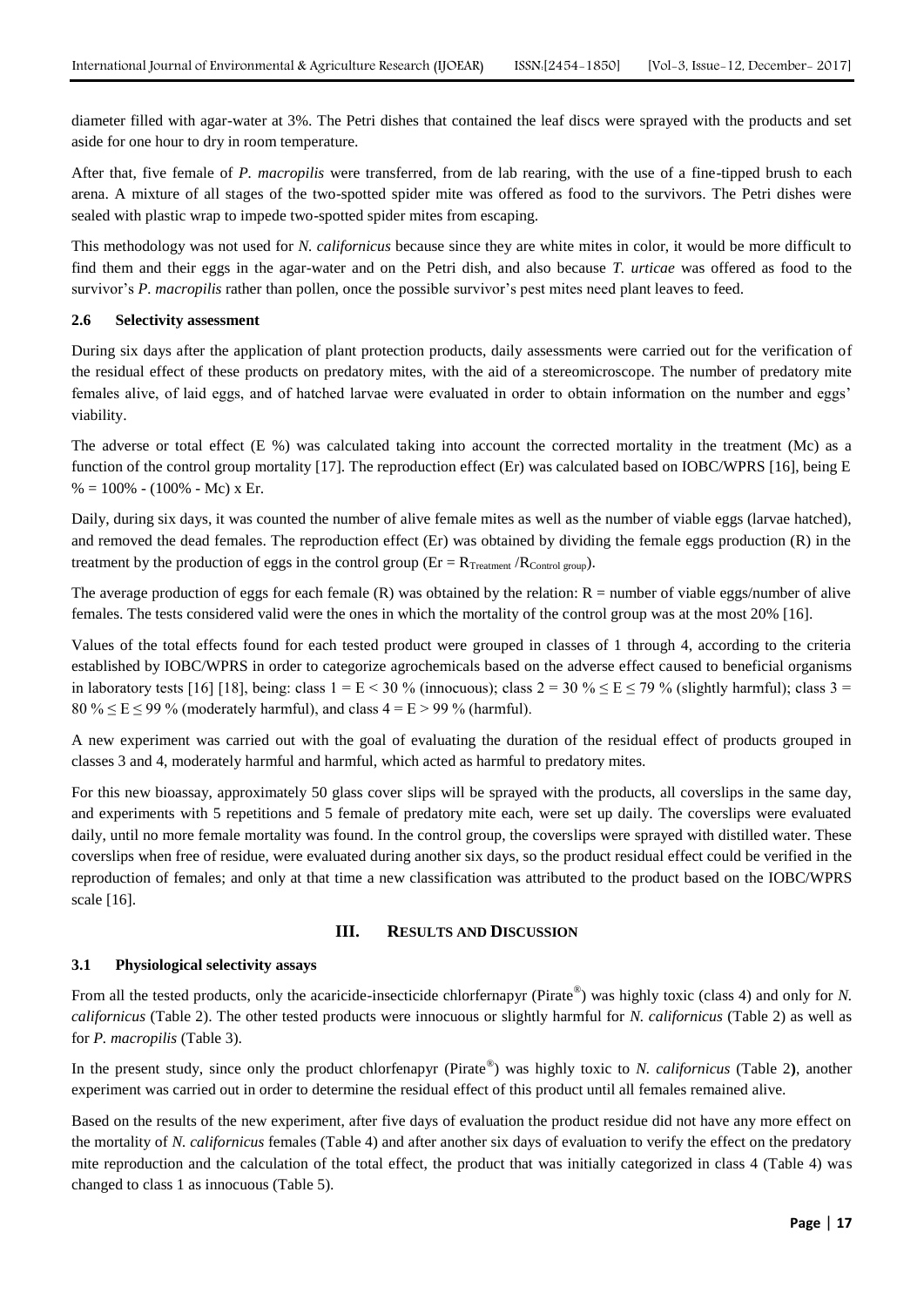diameter filled with agar-water at 3%. The Petri dishes that contained the leaf discs were sprayed with the products and set aside for one hour to dry in room temperature.

After that, five female of *P. macropilis* were transferred, from de lab rearing, with the use of a fine-tipped brush to each arena. A mixture of all stages of the two-spotted spider mite was offered as food to the survivors. The Petri dishes were sealed with plastic wrap to impede two-spotted spider mites from escaping.

This methodology was not used for *N. californicus* because since they are white mites in color, it would be more difficult to find them and their eggs in the agar-water and on the Petri dish, and also because *T. urticae* was offered as food to the survivor's *P. macropilis* rather than pollen, once the possible survivor's pest mites need plant leaves to feed.

### 2.6 Selectivity assessment

During six days after the application of plant protection products, daily assessments were carried out for the verification of the residual effect of these products on predatory mites, with the aid of a stereomicroscope. The number of predatory mite females alive, of laid eggs, and of hatched larvae were evaluated in order to obtain information on the number and eggs' viability.

The adverse or total effect (E %) was calculated taking into account the corrected mortality in the treatment (Mc) as a function of the control group mortality [17]. The reproduction effect (Er) was calculated based on IOBC/WPRS [16], being $E\ \% = 100\% - (100\% - Mc) \times Er$.

Daily, during six days, it was counted the number of alive female mites as well as the number of viable eggs (larvae hatched), and removed the dead females. The reproduction effect (Er) was obtained by dividing the female eggs production (R) in the treatment by the production of eggs in the control group ($Er = R_{Treatment} / R_{Control\ group}$).

The average production of eggs for each female (R) was obtained by the relation: $R$ = number of viable eggs/number of alive females. The tests considered valid were the ones in which the mortality of the control group was at the most 20% [16].

Values of the total effects found for each tested product were grouped in classes of 1 through 4, according to the criteria established by IOBC/WPRS in order to categorize agrochemicals based on the adverse effect caused to beneficial organisms in laboratory tests [16] [18], being: class $1 = E < 30\ \%$ (innocuous); class $2 = 30\ \% \leq E \leq 79\ \%$ (slightly harmful); class $3 = 80\ \% \leq E \leq 99\ \%$ (moderately harmful), and class $4 = E > 99\ \%$ (harmful).

A new experiment was carried out with the goal of evaluating the duration of the residual effect of products grouped in classes 3 and 4, moderately harmful and harmful, which acted as harmful to predatory mites.

For this new bioassay, approximately 50 glass cover slips will be sprayed with the products, all coverslips in the same day, and experiments with 5 repetitions and 5 female of predatory mite each, were set up daily. The coverslips were evaluated daily, until no more female mortality was found. In the control group, the coverslips were sprayed with distilled water. These coverslips when free of residue, were evaluated during another six days, so the product residual effect could be verified in the reproduction of females; and only at that time a new classification was attributed to the product based on the IOBC/WPRS scale [16].

## III. RESULTS AND DISCUSSION

### 3.1 Physiological selectivity assays

From all the tested products, only the acaricide-insecticide chlorfernapyr (Pirate®) was highly toxic (class 4) and only for *N. californicus* (Table 2). The other tested products were innocuous or slightly harmful for *N. californicus* (Table 2) as well as for *P. macropilis* (Table 3).

In the present study, since only the product chlorfenapyr (Pirate®) was highly toxic to *N. californicus* (Table 2**)**, another experiment was carried out in order to determine the residual effect of this product until all females remained alive.

Based on the results of the new experiment, after five days of evaluation the product residue did not have any more effect on the mortality of *N. californicus* females (Table 4) and after another six days of evaluation to verify the effect on the predatory mite reproduction and the calculation of the total effect, the product that was initially categorized in class 4 (Table 4) was changed to class 1 as innocuous (Table 5).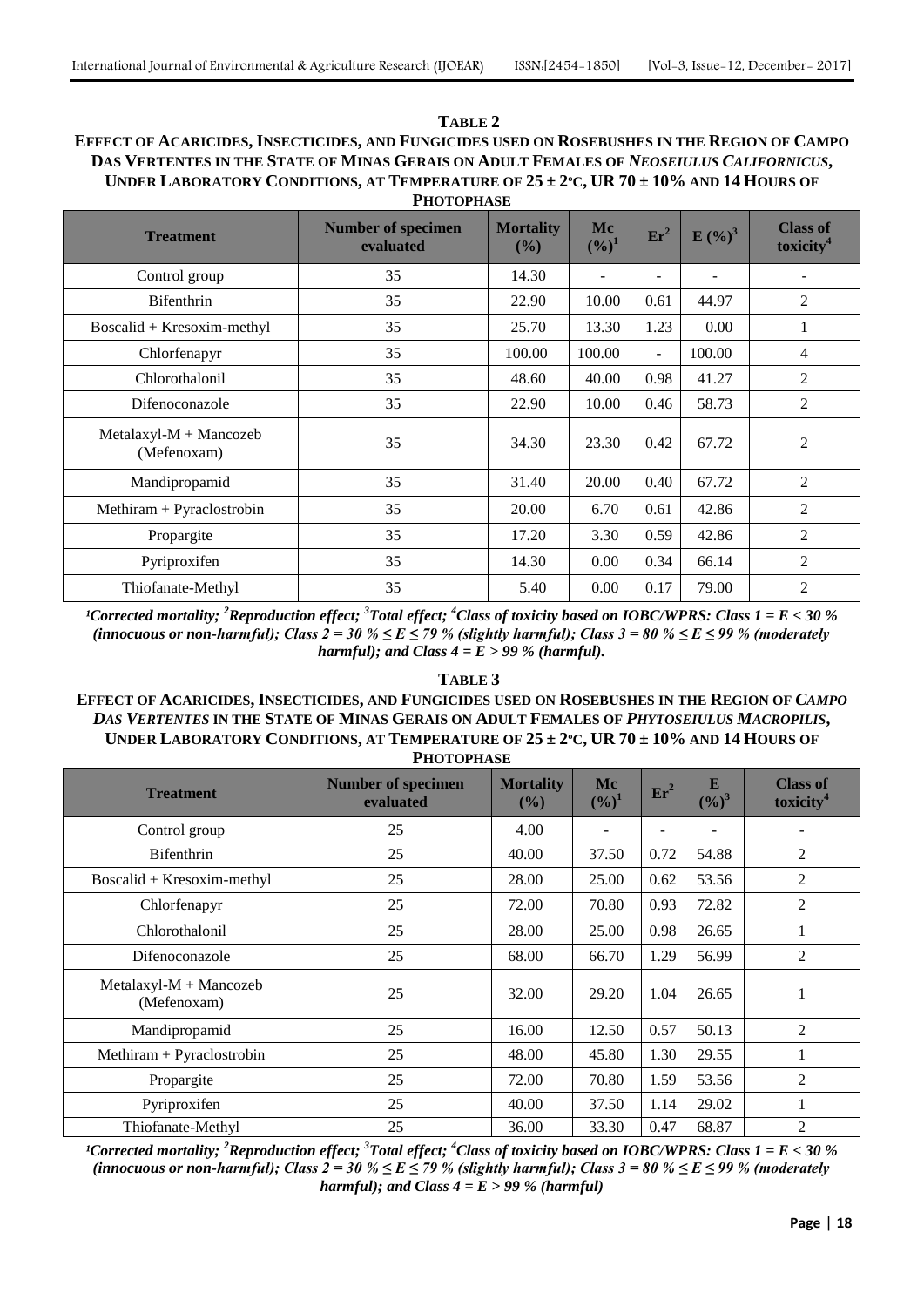**TABLE 2**

**EFFECT OF ACARICIDES, INSECTICIDES, AND FUNGICIDES USED ON ROSEBUSHES IN THE REGION OF CAMPO DAS VERTENTES IN THE STATE OF MINAS GERAIS ON ADULT FEMALES OF *NEOSEIULUS CALIFORNICUS*, UNDER LABORATORY CONDITIONS, AT TEMPERATURE OF 25 ± 2ºC, UR 70 ± 10% AND 14 HOURS OF PHOTOPHASE**

| Treatment | Number of specimen evaluated | Mortality (%) | Mc (%)[1] | Er[2] | E (%)[3] | Class of toxicity[4] |
|---|---|---|---|---|---|---|
| Control group | 35 | 14.30 | - | - | - | - |
| Bifenthrin | 35 | 22.90 | 10.00 | 0.61 | 44.97 | 2 |
| Boscalid + Kresoxim-methyl | 35 | 25.70 | 13.30 | 1.23 | 0.00 | 1 |
| Chlorfenapyr | 35 | 100.00 | 100.00 | - | 100.00 | 4 |
| Chlorothalonil | 35 | 48.60 | 40.00 | 0.98 | 41.27 | 2 |
| Difenoconazole | 35 | 22.90 | 10.00 | 0.46 | 58.73 | 2 |
| Metalaxyl-M + Mancozeb (Mefenoxam) | 35 | 34.30 | 23.30 | 0.42 | 67.72 | 2 |
| Mandipropamid | 35 | 31.40 | 20.00 | 0.40 | 67.72 | 2 |
| Methiram + Pyraclostrobin | 35 | 20.00 | 6.70 | 0.61 | 42.86 | 2 |
| Propargite | 35 | 17.20 | 3.30 | 0.59 | 42.86 | 2 |
| Pyriproxifen | 35 | 14.30 | 0.00 | 0.34 | 66.14 | 2 |
| Thiofanate-Methyl | 35 | 5.40 | 0.00 | 0.17 | 79.00 | 2 |

***[1]Corrected mortality; [2]Reproduction effect; [3]Total effect; [4]Class of toxicity based on IOBC/WPRS: Class 1 = E < 30 % (innocuous or non-harmful); Class 2 = 30 % ≤ E ≤ 79 % (slightly harmful); Class 3 = 80 % ≤ E ≤ 99 % (moderately harmful); and Class 4 = E > 99 % (harmful).***

**TABLE 3**

**EFFECT OF ACARICIDES, INSECTICIDES, AND FUNGICIDES USED ON ROSEBUSHES IN THE REGION OF *CAMPO DAS VERTENTES* IN THE STATE OF MINAS GERAIS ON ADULT FEMALES OF *PHYTOSEIULUS MACROPILIS*, UNDER LABORATORY CONDITIONS, AT TEMPERATURE OF 25 ± 2ºC, UR 70 ± 10% AND 14 HOURS OF PHOTOPHASE**

| Treatment | Number of specimen evaluated | Mortality (%) | Mc (%)[1] | Er[2] | E (%)[3] | Class of toxicity[4] |
|---|---|---|---|---|---|---|
| Control group | 25 | 4.00 | - | - | - | - |
| Bifenthrin | 25 | 40.00 | 37.50 | 0.72 | 54.88 | 2 |
| Boscalid + Kresoxim-methyl | 25 | 28.00 | 25.00 | 0.62 | 53.56 | 2 |
| Chlorfenapyr | 25 | 72.00 | 70.80 | 0.93 | 72.82 | 2 |
| Chlorothalonil | 25 | 28.00 | 25.00 | 0.98 | 26.65 | 1 |
| Difenoconazole | 25 | 68.00 | 66.70 | 1.29 | 56.99 | 2 |
| Metalaxyl-M + Mancozeb (Mefenoxam) | 25 | 32.00 | 29.20 | 1.04 | 26.65 | 1 |
| Mandipropamid | 25 | 16.00 | 12.50 | 0.57 | 50.13 | 2 |
| Methiram + Pyraclostrobin | 25 | 48.00 | 45.80 | 1.30 | 29.55 | 1 |
| Propargite | 25 | 72.00 | 70.80 | 1.59 | 53.56 | 2 |
| Pyriproxifen | 25 | 40.00 | 37.50 | 1.14 | 29.02 | 1 |
| Thiofanate-Methyl | 25 | 36.00 | 33.30 | 0.47 | 68.87 | 2 |

***[1]Corrected mortality; [2]Reproduction effect; [3]Total effect; [4]Class of toxicity based on IOBC/WPRS: Class 1 = E < 30 % (innocuous or non-harmful); Class 2 = 30 % ≤ E ≤ 79 % (slightly harmful); Class 3 = 80 % ≤ E ≤ 99 % (moderately harmful); and Class 4 = E > 99 % (harmful)***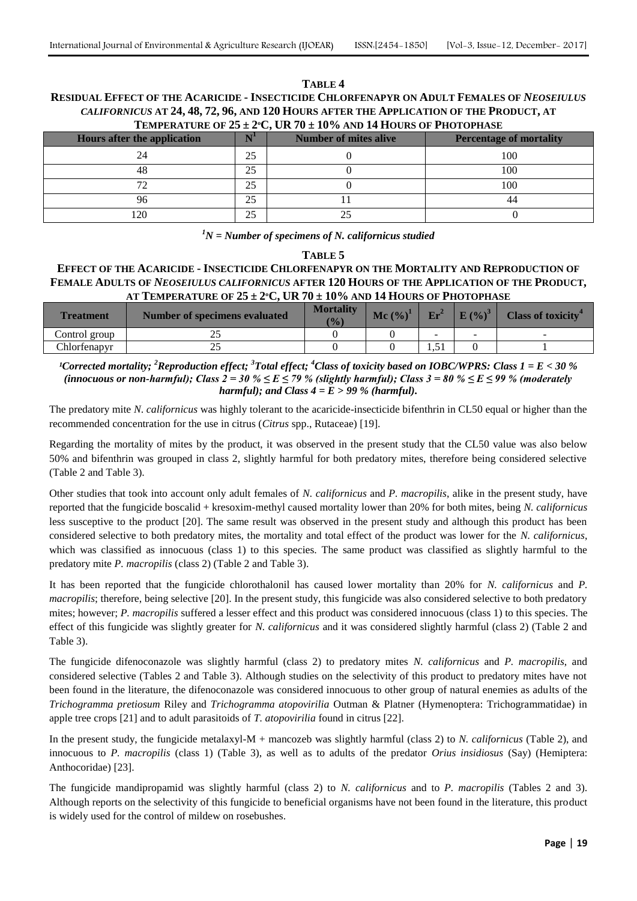**TABLE 4**

**RESIDUAL EFFECT OF THE ACARICIDE - INSECTICIDE CHLORFENAPYR ON ADULT FEMALES OF *NEOSEIULUS CALIFORNICUS* AT 24, 48, 72, 96, AND 120 HOURS AFTER THE APPLICATION OF THE PRODUCT, AT TEMPERATURE OF 25 ± 2ºC, UR 70 ± 10% AND 14 HOURS OF PHOTOPHASE**

| Hours after the application | N[1] | Number of mites alive | Percentage of mortality |
|---|---|---|---|
| 24 | 25 | 0 | 100 |
| 48 | 25 | 0 | 100 |
| 72 | 25 | 0 | 100 |
| 96 | 25 | 11 | 44 |
| 120 | 25 | 25 | 0 |

***[1]N = Number of specimens of N. californicus studied***

**TABLE 5**

**EFFECT OF THE ACARICIDE - INSECTICIDE CHLORFENAPYR ON THE MORTALITY AND REPRODUCTION OF FEMALE ADULTS OF *NEOSEIULUS CALIFORNICUS* AFTER 120 HOURS OF THE APPLICATION OF THE PRODUCT, AT TEMPERATURE OF 25 ± 2ºC, UR 70 ± 10% AND 14 HOURS OF PHOTOPHASE**

| Treatment | Number of specimens evaluated | Mortality (%) | Mc (%)[1] | Er[2] | E (%)[3] | Class of toxicity[4] |
|---|---|---|---|---|---|---|
| Control group | 25 | 0 | 0 | - | - | - |
| Chlorfenapyr | 25 | 0 | 0 | 1,51 | 0 | 1 |

***[1]Corrected mortality; [2]Reproduction effect; [3]Total effect; [4]Class of toxicity based on IOBC/WPRS: Class 1 = E < 30 % (innocuous or non-harmful); Class 2 = 30 % ≤ E ≤ 79 % (slightly harmful); Class 3 = 80 % ≤ E ≤ 99 % (moderately harmful); and Class 4 = E > 99 % (harmful).***

The predatory mite *N. californicus* was highly tolerant to the acaricide-insecticide bifenthrin in CL50 equal or higher than the recommended concentration for the use in citrus (*Citrus* spp., Rutaceae) [19].

Regarding the mortality of mites by the product, it was observed in the present study that the CL50 value was also below 50% and bifenthrin was grouped in class 2, slightly harmful for both predatory mites, therefore being considered selective (Table 2 and Table 3).

Other studies that took into account only adult females of *N. californicus* and *P. macropilis*, alike in the present study, have reported that the fungicide boscalid + kresoxim-methyl caused mortality lower than 20% for both mites, being *N. californicus* less susceptive to the product [20]. The same result was observed in the present study and although this product has been considered selective to both predatory mites, the mortality and total effect of the product was lower for the *N. californicus*, which was classified as innocuous (class 1) to this species. The same product was classified as slightly harmful to the predatory mite *P. macropilis* (class 2) (Table 2 and Table 3).

It has been reported that the fungicide chlorothalonil has caused lower mortality than 20% for *N. californicus* and *P. macropilis*; therefore, being selective [20]. In the present study, this fungicide was also considered selective to both predatory mites; however; *P. macropilis* suffered a lesser effect and this product was considered innocuous (class 1) to this species. The effect of this fungicide was slightly greater for *N. californicus* and it was considered slightly harmful (class 2) (Table 2 and Table 3).

The fungicide difenoconazole was slightly harmful (class 2) to predatory mites *N. californicus* and *P. macropilis*, and considered selective (Tables 2 and Table 3). Although studies on the selectivity of this product to predatory mites have not been found in the literature, the difenoconazole was considered innocuous to other group of natural enemies as adults of the *Trichogramma pretiosum* Riley and *Trichogramma atopovirilia* Outman & Platner (Hymenoptera: Trichogrammatidae) in apple tree crops [21] and to adult parasitoids of *T. atopovirilia* found in citrus [22].

In the present study, the fungicide metalaxyl-M + mancozeb was slightly harmful (class 2) to *N. californicus* (Table 2), and innocuous to *P. macropilis* (class 1) (Table 3), as well as to adults of the predator *Orius insidiosus* (Say) (Hemiptera: Anthocoridae) [23].

The fungicide mandipropamid was slightly harmful (class 2) to *N. californicus* and to *P. macropilis* (Tables 2 and 3). Although reports on the selectivity of this fungicide to beneficial organisms have not been found in the literature, this product is widely used for the control of mildew on rosebushes.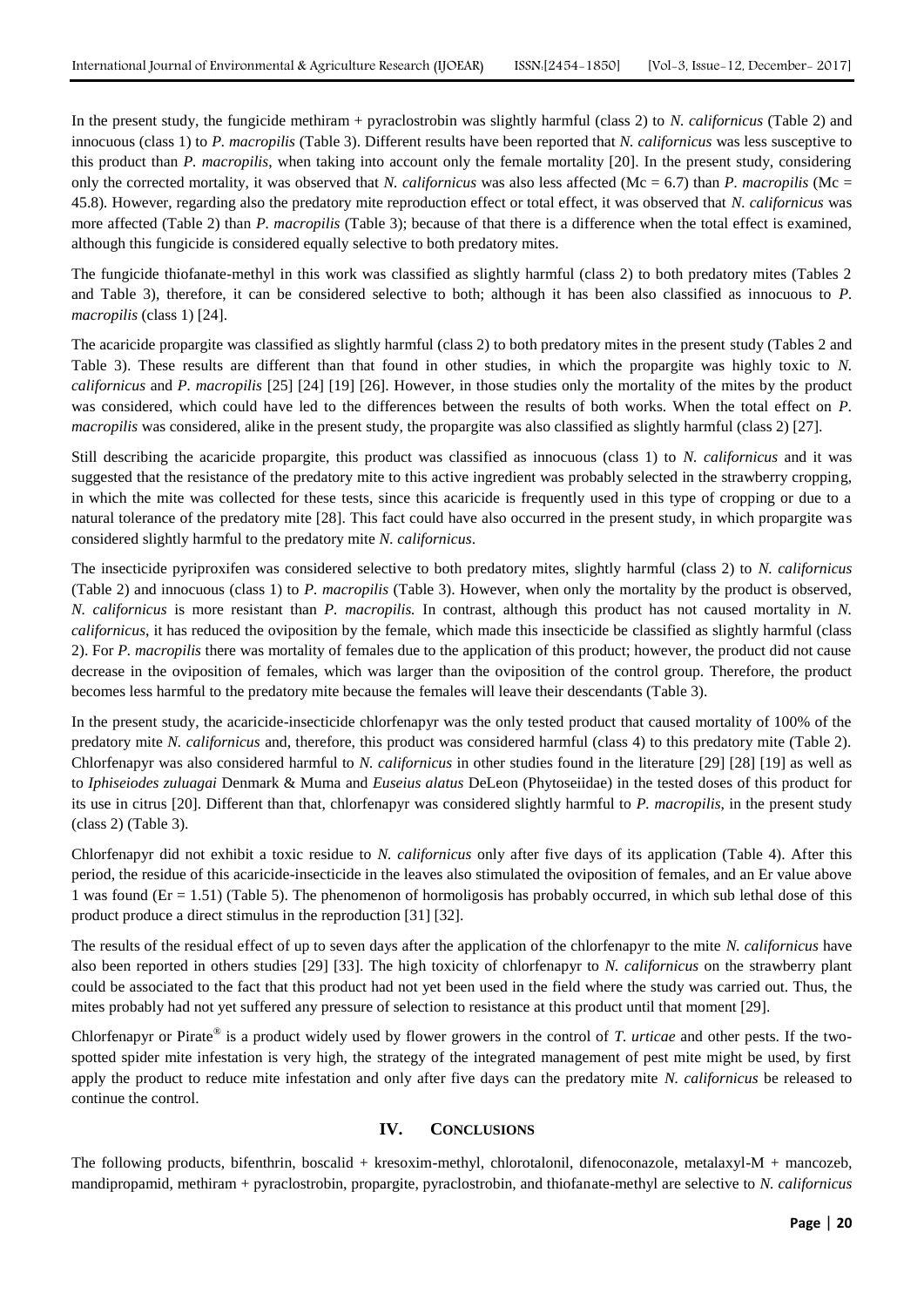In the present study, the fungicide methiram + pyraclostrobin was slightly harmful (class 2) to *N. californicus* (Table 2) and innocuous (class 1) to *P. macropilis* (Table 3). Different results have been reported that *N. californicus* was less susceptive to this product than *P. macropilis*, when taking into account only the female mortality [20]. In the present study, considering only the corrected mortality, it was observed that *N. californicus* was also less affected (Mc = 6.7) than *P. macropilis* (Mc = 45.8). However, regarding also the predatory mite reproduction effect or total effect, it was observed that *N. californicus* was more affected (Table 2) than *P. macropilis* (Table 3); because of that there is a difference when the total effect is examined, although this fungicide is considered equally selective to both predatory mites.

The fungicide thiofanate-methyl in this work was classified as slightly harmful (class 2) to both predatory mites (Tables 2 and Table 3), therefore, it can be considered selective to both; although it has been also classified as innocuous to *P. macropilis* (class 1) [24].

The acaricide propargite was classified as slightly harmful (class 2) to both predatory mites in the present study (Tables 2 and Table 3). These results are different than that found in other studies, in which the propargite was highly toxic to *N. californicus* and *P. macropilis* [25] [24] [19] [26]. However, in those studies only the mortality of the mites by the product was considered, which could have led to the differences between the results of both works. When the total effect on *P. macropilis* was considered, alike in the present study, the propargite was also classified as slightly harmful (class 2) [27].

Still describing the acaricide propargite, this product was classified as innocuous (class 1) to *N. californicus* and it was suggested that the resistance of the predatory mite to this active ingredient was probably selected in the strawberry cropping, in which the mite was collected for these tests, since this acaricide is frequently used in this type of cropping or due to a natural tolerance of the predatory mite [28]. This fact could have also occurred in the present study, in which propargite was considered slightly harmful to the predatory mite *N. californicus*.

The insecticide pyriproxifen was considered selective to both predatory mites, slightly harmful (class 2) to *N. californicus* (Table 2) and innocuous (class 1) to *P. macropilis* (Table 3). However, when only the mortality by the product is observed, *N. californicus* is more resistant than *P. macropilis.* In contrast, although this product has not caused mortality in *N. californicus*, it has reduced the oviposition by the female, which made this insecticide be classified as slightly harmful (class 2). For *P. macropilis* there was mortality of females due to the application of this product; however, the product did not cause decrease in the oviposition of females, which was larger than the oviposition of the control group. Therefore, the product becomes less harmful to the predatory mite because the females will leave their descendants (Table 3).

In the present study, the acaricide-insecticide chlorfenapyr was the only tested product that caused mortality of 100% of the predatory mite *N. californicus* and, therefore, this product was considered harmful (class 4) to this predatory mite (Table 2). Chlorfenapyr was also considered harmful to *N. californicus* in other studies found in the literature [29] [28] [19] as well as to *Iphiseiodes zuluagai* Denmark & Muma and *Euseius alatus* DeLeon (Phytoseiidae) in the tested doses of this product for its use in citrus [20]. Different than that, chlorfenapyr was considered slightly harmful to *P. macropilis*, in the present study (class 2) (Table 3).

Chlorfenapyr did not exhibit a toxic residue to *N. californicus* only after five days of its application (Table 4). After this period, the residue of this acaricide-insecticide in the leaves also stimulated the oviposition of females, and an Er value above 1 was found (Er = 1.51) (Table 5). The phenomenon of hormoligosis has probably occurred, in which sub lethal dose of this product produce a direct stimulus in the reproduction [31] [32].

The results of the residual effect of up to seven days after the application of the chlorfenapyr to the mite *N. californicus* have also been reported in others studies [29] [33]. The high toxicity of chlorfenapyr to *N. californicus* on the strawberry plant could be associated to the fact that this product had not yet been used in the field where the study was carried out. Thus, the mites probably had not yet suffered any pressure of selection to resistance at this product until that moment [29].

Chlorfenapyr or Pirate® is a product widely used by flower growers in the control of *T. urticae* and other pests. If the two-spotted spider mite infestation is very high, the strategy of the integrated management of pest mite might be used, by first apply the product to reduce mite infestation and only after five days can the predatory mite *N. californicus* be released to continue the control.

## IV. CONCLUSIONS

The following products, bifenthrin, boscalid + kresoxim-methyl, chlorotalonil, difenoconazole, metalaxyl-M + mancozeb, mandipropamid, methiram + pyraclostrobin, propargite, pyraclostrobin, and thiofanate-methyl are selective to *N. californicus*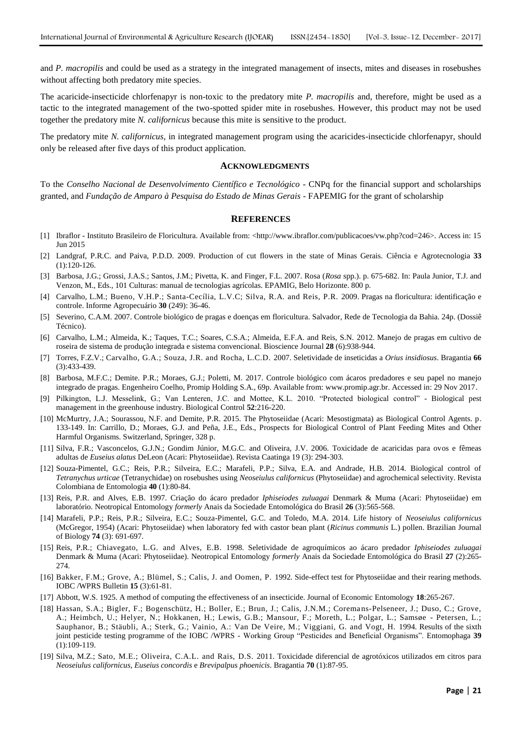and *P. macropilis* and could be used as a strategy in the integrated management of insects, mites and diseases in rosebushes without affecting both predatory mite species.

The acaricide-insecticide chlorfenapyr is non-toxic to the predatory mite *P. macropilis* and, therefore, might be used as a tactic to the integrated management of the two-spotted spider mite in rosebushes. However, this product may not be used together the predatory mite *N. californicus* because this mite is sensitive to the product.

The predatory mite *N. californicus*, in integrated management program using the acaricides-insecticide chlorfenapyr, should only be released after five days of this product application.

## ACKNOWLEDGMENTS

To the *Conselho Nacional de Desenvolvimento Científico e Tecnológico* - CNPq for the financial support and scholarships granted, and *Fundação de Amparo à Pesquisa do Estado de Minas Gerais* - FAPEMIG for the grant of scholarship

## REFERENCES

[1] Ibraflor - Instituto Brasileiro de Floricultura. Available from: <http://www.ibraflor.com/publicacoes/vw.php?cod=246>. Access in: 15 Jun 2015

[2] Landgraf, P.R.C. and Paiva, P.D.D. 2009. Production of cut flowers in the state of Minas Gerais. Ciência e Agrotecnologia **33** (1):120-126.

[3] Barbosa, J.G.; Grossi, J.A.S.; Santos, J.M.; Pivetta, K. and Finger, F.L. 2007. Rosa (*Rosa* spp.). p. 675-682. In: Paula Junior, T.J. and Venzon, M., Eds., 101 Culturas: manual de tecnologias agrícolas. EPAMIG, Belo Horizonte. 800 p.

[4] Carvalho, L.M.; Bueno, V.H.P.; Santa-Cecília, L.V.C; Silva, R.A. and Reis, P.R. 2009. Pragas na floricultura: identificação e controle. Informe Agropecuário **30** (249): 36-46.

[5] Severino, C.A.M. 2007. Controle biológico de pragas e doenças em floricultura. Salvador, Rede de Tecnologia da Bahia. 24p. (Dossiê Técnico).

[6] Carvalho, L.M.; Almeida, K.; Taques, T.C.; Soares, C.S.A.; Almeida, E.F.A. and Reis, S.N. 2012. Manejo de pragas em cultivo de roseira de sistema de produção integrada e sistema convencional. Bioscience Journal **28** (6):938-944.

[7] Torres, F.Z.V.; Carvalho, G.A.; Souza, J.R. and Rocha, L.C.D. 2007. Seletividade de inseticidas a *Orius insidiosus*. Bragantia **66** (3):433-439.

[8] Barbosa, M.F.C.; Demite. P.R.; Moraes, G.J.; Poletti, M. 2017. Controle biológico com ácaros predadores e seu papel no manejo integrado de pragas. Engenheiro Coelho, Promip Holding S.A., 69p. Available from: www.promip.agr.br. Accessed in: 29 Nov 2017.

[9] Pilkington, L.J. Messelink, G.; Van Lenteren, J.C. and Mottee, K.L. 2010. "Protected biological control" - Biological pest management in the greenhouse industry. Biological Control **52**:216-220.

[10] McMurtry, J.A.; Sourassou, N.F. and Demite, P.R. 2015. The Phytoseiidae (Acari: Mesostigmata) as Biological Control Agents. p. 133-149. In: Carrillo, D.; Moraes, G.J. and Peña, J.E., Eds., Prospects for Biological Control of Plant Feeding Mites and Other Harmful Organisms. Switzerland, Springer, 328 p.

[11] Silva, F.R.; Vasconcelos, G.J.N.; Gondim Júnior, M.G.C. and Oliveira, J.V. 2006. Toxicidade de acaricidas para ovos e fêmeas adultas de *Euseius alatus* DeLeon (Acari: Phytoseiidae). Revista Caatinga 19 (3): 294-303.

[12] Souza-Pimentel, G.C.; Reis, P.R.; Silveira, E.C.; Marafeli, P.P.; Silva, E.A. and Andrade, H.B. 2014. Biological control of *Tetranychus urticae* (Tetranychidae) on rosebushes using *Neoseiulus californicus* (Phytoseiidae) and agrochemical selectivity. Revista Colombiana de Entomologia **40** (1):80-84.

[13] Reis, P.R. and Alves, E.B. 1997. Criação do ácaro predador *Iphiseiodes zuluagai* Denmark & Muma (Acari: Phytoseiidae) em laboratório. Neotropical Entomology *formerly* Anais da Sociedade Entomológica do Brasil **26** (3):565-568.

[14] Marafeli, P.P.; Reis, P.R.; Silveira, E.C.; Souza-Pimentel, G.C. and Toledo, M.A. 2014. Life history of *Neoseiulus californicus* (McGregor, 1954) (Acari: Phytoseiidae) when laboratory fed with castor bean plant (*Ricinus communis* L.) pollen. Brazilian Journal of Biology **74** (3): 691-697.

[15] Reis, P.R.; Chiavegato, L.G. and Alves, E.B. 1998. Seletividade de agroquímicos ao ácaro predador *Iphiseiodes zuluagai* Denmark & Muma (Acari: Phytoseiidae). Neotropical Entomology *formerly* Anais da Sociedade Entomológica do Brasil **27** (2):265-274.

[16] Bakker, F.M.; Grove, A.; Blümel, S.; Calis, J. and Oomen, P. 1992. Side-effect test for Phytoseiidae and their rearing methods. IOBC /WPRS Bulletin **15** (3):61-81.

[17] Abbott, W.S. 1925. A method of computing the effectiveness of an insecticide. Journal of Economic Entomology **18**:265-267.

[18] Hassan, S.A.; Bigler, F.; Bogenschütz, H.; Boller, E.; Brun, J.; Calis, J.N.M.; Coremans-Pelseneer, J.; Duso, C.; Grove, A.; Heimbch, U.; Helyer, N.; Hokkanen, H.; Lewis, G.B.; Mansour, F.; Moreth, L.; Polgar, L.; Samsøe - Petersen, L.; Sauphanor, B.; Stäubli, A.; Sterk, G.; Vainio, A.: Van De Veire, M.; Viggiani, G. and Vogt, H. 1994. Results of the sixth joint pesticide testing programme of the IOBC /WPRS - Working Group "Pesticides and Beneficial Organisms". Entomophaga **39** (1):109-119.

[19] Silva, M.Z.; Sato, M.E.; Oliveira, C.A.L. and Rais, D.S. 2011. Toxicidade diferencial de agrotóxicos utilizados em citros para *Neoseiulus californicus*, *Euseius concordis* e *Brevipalpus phoenicis*. Bragantia **70** (1):87-95.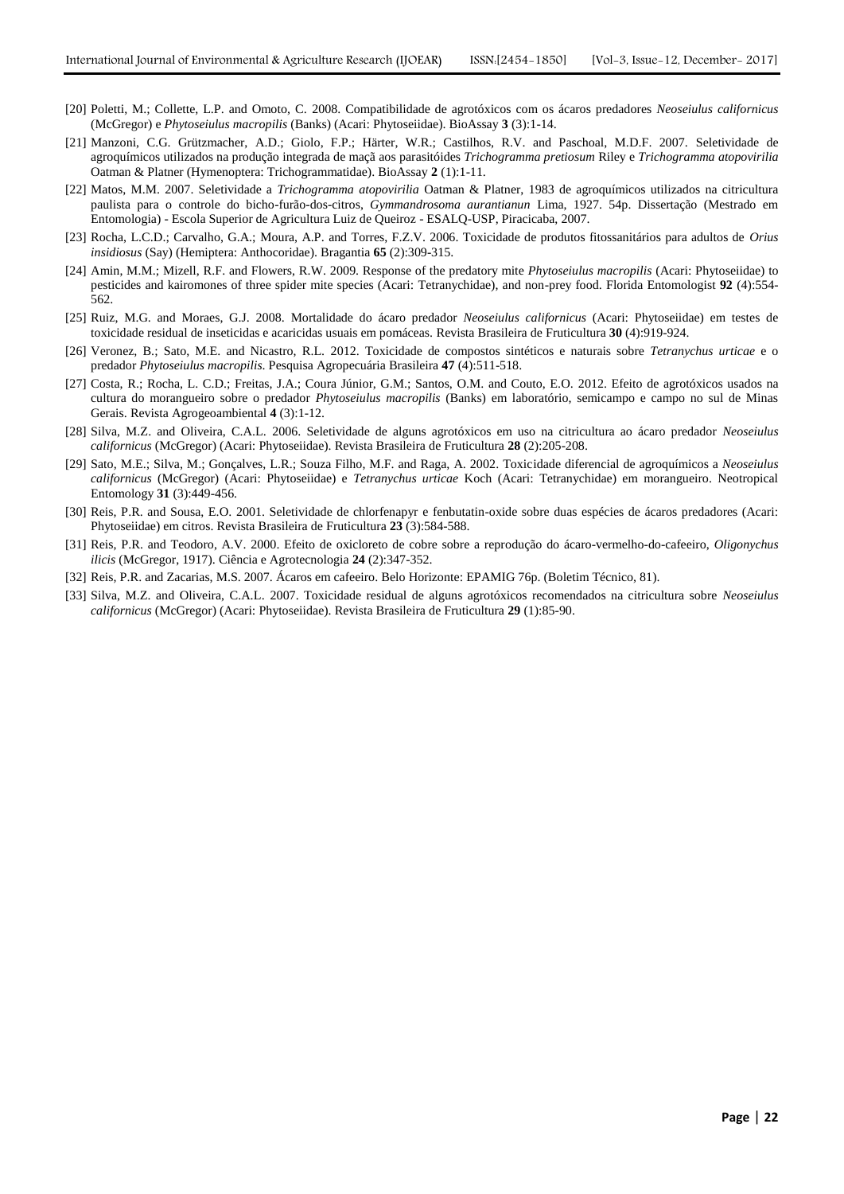[20] Poletti, M.; Collette, L.P. and Omoto, C. 2008. Compatibilidade de agrotóxicos com os ácaros predadores *Neoseiulus californicus* (McGregor) e *Phytoseiulus macropilis* (Banks) (Acari: Phytoseiidae). BioAssay **3** (3):1-14.

[21] Manzoni, C.G. Grützmacher, A.D.; Giolo, F.P.; Härter, W.R.; Castilhos, R.V. and Paschoal, M.D.F. 2007. Seletividade de agroquímicos utilizados na produção integrada de maçã aos parasitóides *Trichogramma pretiosum* Riley e *Trichogramma atopovirilia* Oatman & Platner (Hymenoptera: Trichogrammatidae). BioAssay **2** (1):1-11.

[22] Matos, M.M. 2007. Seletividade a *Trichogramma atopovirilia* Oatman & Platner, 1983 de agroquímicos utilizados na citricultura paulista para o controle do bicho-furão-dos-citros, *Gymmandrosoma aurantianun* Lima, 1927. 54p. Dissertação (Mestrado em Entomologia) - Escola Superior de Agricultura Luiz de Queiroz - ESALQ-USP, Piracicaba, 2007.

[23] Rocha, L.C.D.; Carvalho, G.A.; Moura, A.P. and Torres, F.Z.V. 2006. Toxicidade de produtos fitossanitários para adultos de *Orius insidiosus* (Say) (Hemiptera: Anthocoridae). Bragantia **65** (2):309-315.

[24] Amin, M.M.; Mizell, R.F. and Flowers, R.W. 2009. Response of the predatory mite *Phytoseiulus macropilis* (Acari: Phytoseiidae) to pesticides and kairomones of three spider mite species (Acari: Tetranychidae), and non-prey food. Florida Entomologist **92** (4):554-562.

[25] Ruiz, M.G. and Moraes, G.J. 2008. Mortalidade do ácaro predador *Neoseiulus californicus* (Acari: Phytoseiidae) em testes de toxicidade residual de inseticidas e acaricidas usuais em pomáceas. Revista Brasileira de Fruticultura **30** (4):919-924.

[26] Veronez, B.; Sato, M.E. and Nicastro, R.L. 2012. Toxicidade de compostos sintéticos e naturais sobre *Tetranychus urticae* e o predador *Phytoseiulus macropilis*. Pesquisa Agropecuária Brasileira **47** (4):511-518.

[27] Costa, R.; Rocha, L. C.D.; Freitas, J.A.; Coura Júnior, G.M.; Santos, O.M. and Couto, E.O. 2012. Efeito de agrotóxicos usados na cultura do morangueiro sobre o predador *Phytoseiulus macropilis* (Banks) em laboratório, semicampo e campo no sul de Minas Gerais. Revista Agrogeoambiental **4** (3):1-12.

[28] Silva, M.Z. and Oliveira, C.A.L. 2006. Seletividade de alguns agrotóxicos em uso na citricultura ao ácaro predador *Neoseiulus californicus* (McGregor) (Acari: Phytoseiidae). Revista Brasileira de Fruticultura **28** (2):205-208.

[29] Sato, M.E.; Silva, M.; Gonçalves, L.R.; Souza Filho, M.F. and Raga, A. 2002. Toxicidade diferencial de agroquímicos a *Neoseiulus californicus* (McGregor) (Acari: Phytoseiidae) e *Tetranychus urticae* Koch (Acari: Tetranychidae) em morangueiro. Neotropical Entomology **31** (3):449-456.

[30] Reis, P.R. and Sousa, E.O. 2001. Seletividade de chlorfenapyr e fenbutatin-oxide sobre duas espécies de ácaros predadores (Acari: Phytoseiidae) em citros. Revista Brasileira de Fruticultura **23** (3):584-588.

[31] Reis, P.R. and Teodoro, A.V. 2000. Efeito de oxicloreto de cobre sobre a reprodução do ácaro-vermelho-do-cafeeiro, *Oligonychus ilicis* (McGregor, 1917). Ciência e Agrotecnologia **24** (2):347-352.

[32] Reis, P.R. and Zacarias, M.S. 2007. Ácaros em cafeeiro. Belo Horizonte: EPAMIG 76p. (Boletim Técnico, 81).

[33] Silva, M.Z. and Oliveira, C.A.L. 2007. Toxicidade residual de alguns agrotóxicos recomendados na citricultura sobre *Neoseiulus californicus* (McGregor) (Acari: Phytoseiidae). Revista Brasileira de Fruticultura **29** (1):85-90.